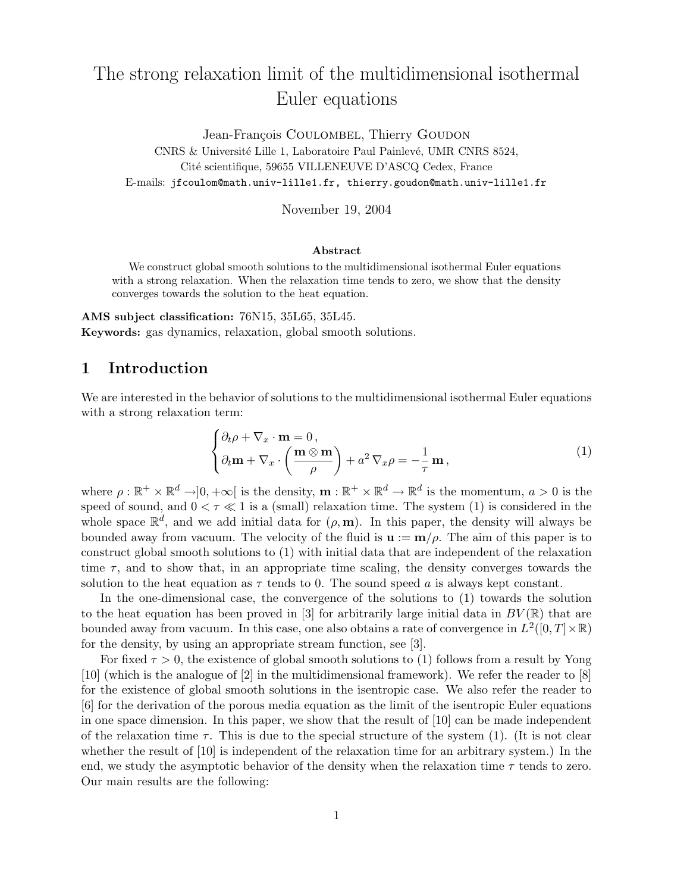# The strong relaxation limit of the multidimensional isothermal Euler equations

Jean-François Coulombel, Thierry Goudon

CNRS & Université Lille 1, Laboratoire Paul Painlevé, UMR CNRS 8524,
Cité scientifique, 59655 VILLENEUVE D'ASCQ Cedex, France
E-mails: `jfcoulom@math.univ-lille1.fr, thierry.goudon@math.univ-lille1.fr`

November 19, 2004

**Abstract**

We construct global smooth solutions to the multidimensional isothermal Euler equations with a strong relaxation. When the relaxation time tends to zero, we show that the density converges towards the solution to the heat equation.

**AMS subject classification:** 76N15, 35L65, 35L45.
**Keywords:** gas dynamics, relaxation, global smooth solutions.

## 1 Introduction

We are interested in the behavior of solutions to the multidimensional isothermal Euler equations with a strong relaxation term:

$$
\begin{cases}
\partial_t \rho + \nabla_x \cdot \mathbf{m} = 0 \,, \\
\partial_t \mathbf{m} + \nabla_x \cdot \left( \dfrac{\mathbf{m} \otimes \mathbf{m}}{\rho} \right) + a^2 \, \nabla_x \rho = -\dfrac{1}{\tau} \, \mathbf{m} \,,
\end{cases}
\tag{1}
$$

where $\rho : \mathbb{R}^+ \times \mathbb{R}^d \to ]0, +\infty[$ is the density, $\mathbf{m} : \mathbb{R}^+ \times \mathbb{R}^d \to \mathbb{R}^d$ is the momentum, $a > 0$ is the speed of sound, and $0 < \tau \ll 1$ is a (small) relaxation time. The system (1) is considered in the whole space $\mathbb{R}^d$, and we add initial data for $(\rho, \mathbf{m})$. In this paper, the density will always be bounded away from vacuum. The velocity of the fluid is $\mathbf{u} := \mathbf{m}/\rho$. The aim of this paper is to construct global smooth solutions to (1) with initial data that are independent of the relaxation time $\tau$, and to show that, in an appropriate time scaling, the density converges towards the solution to the heat equation as $\tau$ tends to 0. The sound speed $a$ is always kept constant.

In the one-dimensional case, the convergence of the solutions to (1) towards the solution to the heat equation has been proved in [3] for arbitrarily large initial data in $BV(\mathbb{R})$ that are bounded away from vacuum. In this case, one also obtains a rate of convergence in $L^2([0,T] \times \mathbb{R})$ for the density, by using an appropriate stream function, see [3].

For fixed $\tau > 0$, the existence of global smooth solutions to (1) follows from a result by Yong [10] (which is the analogue of [2] in the multidimensional framework). We refer the reader to [8] for the existence of global smooth solutions in the isentropic case. We also refer the reader to [6] for the derivation of the porous media equation as the limit of the isentropic Euler equations in one space dimension. In this paper, we show that the result of [10] can be made independent of the relaxation time $\tau$. This is due to the special structure of the system (1). (It is not clear whether the result of [10] is independent of the relaxation time for an arbitrary system.) In the end, we study the asymptotic behavior of the density when the relaxation time $\tau$ tends to zero. Our main results are the following: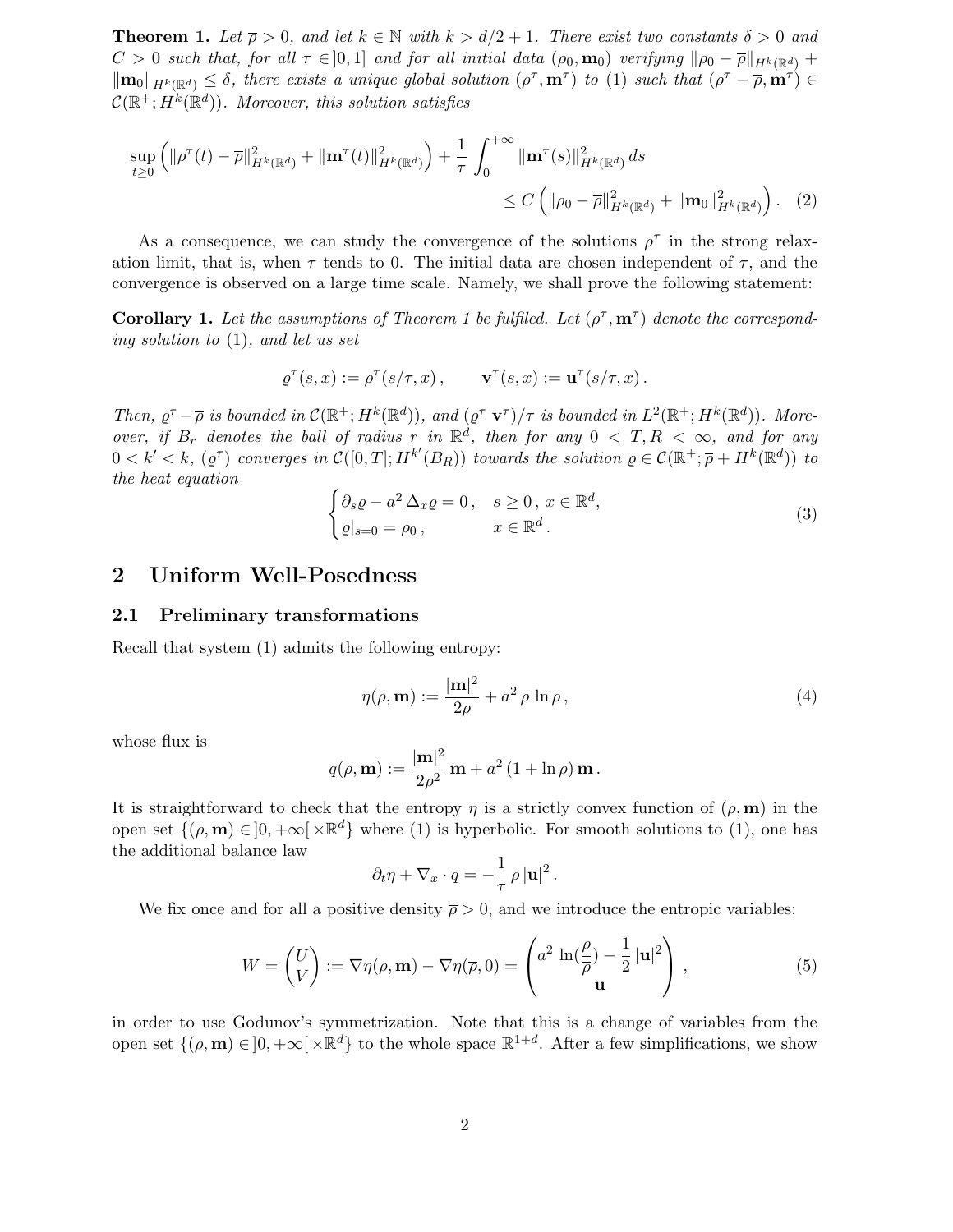**Theorem 1.** *Let $\overline{\rho} > 0$, and let $k \in \mathbb{N}$ with $k > d/2 + 1$. There exist two constants $\delta > 0$ and $C > 0$ such that, for all $\tau \in ]0, 1]$ and for all initial data $(\rho_0, \mathbf{m}_0)$ verifying $\|\rho_0 - \overline{\rho}\|_{H^k(\mathbb{R}^d)} + \|\mathbf{m}_0\|_{H^k(\mathbb{R}^d)} \leq \delta$, there exists a unique global solution $(\rho^\tau, \mathbf{m}^\tau)$ to (1) such that $(\rho^\tau - \overline{\rho}, \mathbf{m}^\tau) \in \mathcal{C}(\mathbb{R}^+; H^k(\mathbb{R}^d))$. Moreover, this solution satisfies*

$$\sup_{t \geq 0} \left( \|\rho^\tau(t) - \overline{\rho}\|^2_{H^k(\mathbb{R}^d)} + \|\mathbf{m}^\tau(t)\|^2_{H^k(\mathbb{R}^d)} \right) + \frac{1}{\tau} \int_0^{+\infty} \|\mathbf{m}^\tau(s)\|^2_{H^k(\mathbb{R}^d)} \, ds \leq C \left( \|\rho_0 - \overline{\rho}\|^2_{H^k(\mathbb{R}^d)} + \|\mathbf{m}_0\|^2_{H^k(\mathbb{R}^d)} \right). \quad (2)$$

As a consequence, we can study the convergence of the solutions $\rho^\tau$ in the strong relaxation limit, that is, when $\tau$ tends to 0. The initial data are chosen independent of $\tau$, and the convergence is observed on a large time scale. Namely, we shall prove the following statement:

**Corollary 1.** *Let the assumptions of Theorem 1 be fulfiled. Let $(\rho^\tau, \mathbf{m}^\tau)$ denote the corresponding solution to (1), and let us set*

$$\varrho^\tau(s, x) := \rho^\tau(s/\tau, x), \qquad \mathbf{v}^\tau(s, x) := \mathbf{u}^\tau(s/\tau, x).$$

*Then, $\varrho^\tau - \overline{\rho}$ is bounded in $\mathcal{C}(\mathbb{R}^+; H^k(\mathbb{R}^d))$, and $(\varrho^\tau \, \mathbf{v}^\tau)/\tau$ is bounded in $L^2(\mathbb{R}^+; H^k(\mathbb{R}^d))$. Moreover, if $B_r$ denotes the ball of radius $r$ in $\mathbb{R}^d$, then for any $0 < T, R < \infty$, and for any $0 < k' < k$, $(\varrho^\tau)$ converges in $\mathcal{C}([0, T]; H^{k'}(B_R))$ towards the solution $\varrho \in \mathcal{C}(\mathbb{R}^+; \overline{\rho} + H^k(\mathbb{R}^d))$ to the heat equation*

$$\begin{cases} \partial_s \varrho - a^2 \, \Delta_x \varrho = 0 \,, & s \geq 0 \,, \, x \in \mathbb{R}^d, \\ \varrho|_{s=0} = \rho_0 \,, & x \in \mathbb{R}^d \,. \end{cases} \quad (3)$$

## 2 Uniform Well-Posedness

### 2.1 Preliminary transformations

Recall that system (1) admits the following entropy:

$$\eta(\rho, \mathbf{m}) := \frac{|\mathbf{m}|^2}{2\rho} + a^2 \, \rho \, \ln \rho \,, \quad (4)$$

whose flux is

$$q(\rho, \mathbf{m}) := \frac{|\mathbf{m}|^2}{2\rho^2} \, \mathbf{m} + a^2 \, (1 + \ln \rho) \, \mathbf{m} \,.$$

It is straightforward to check that the entropy $\eta$ is a strictly convex function of $(\rho, \mathbf{m})$ in the open set $\{(\rho, \mathbf{m}) \in ]0, +\infty[ \times \mathbb{R}^d\}$ where (1) is hyperbolic. For smooth solutions to (1), one has the additional balance law

$$\partial_t \eta + \nabla_x \cdot q = -\frac{1}{\tau} \, \rho \, |\mathbf{u}|^2 \,.$$

We fix once and for all a positive density $\overline{\rho} > 0$, and we introduce the entropic variables:

$$W = \begin{pmatrix} U \\ V \end{pmatrix} := \nabla \eta(\rho, \mathbf{m}) - \nabla \eta(\overline{\rho}, 0) = \begin{pmatrix} a^2 \, \ln(\frac{\rho}{\overline{\rho}}) - \frac{1}{2} \, |\mathbf{u}|^2 \\ \mathbf{u} \end{pmatrix} \,, \quad (5)$$

in order to use Godunov's symmetrization. Note that this is a change of variables from the open set $\{(\rho, \mathbf{m}) \in ]0, +\infty[ \times \mathbb{R}^d\}$ to the whole space $\mathbb{R}^{1+d}$. After a few simplifications, we show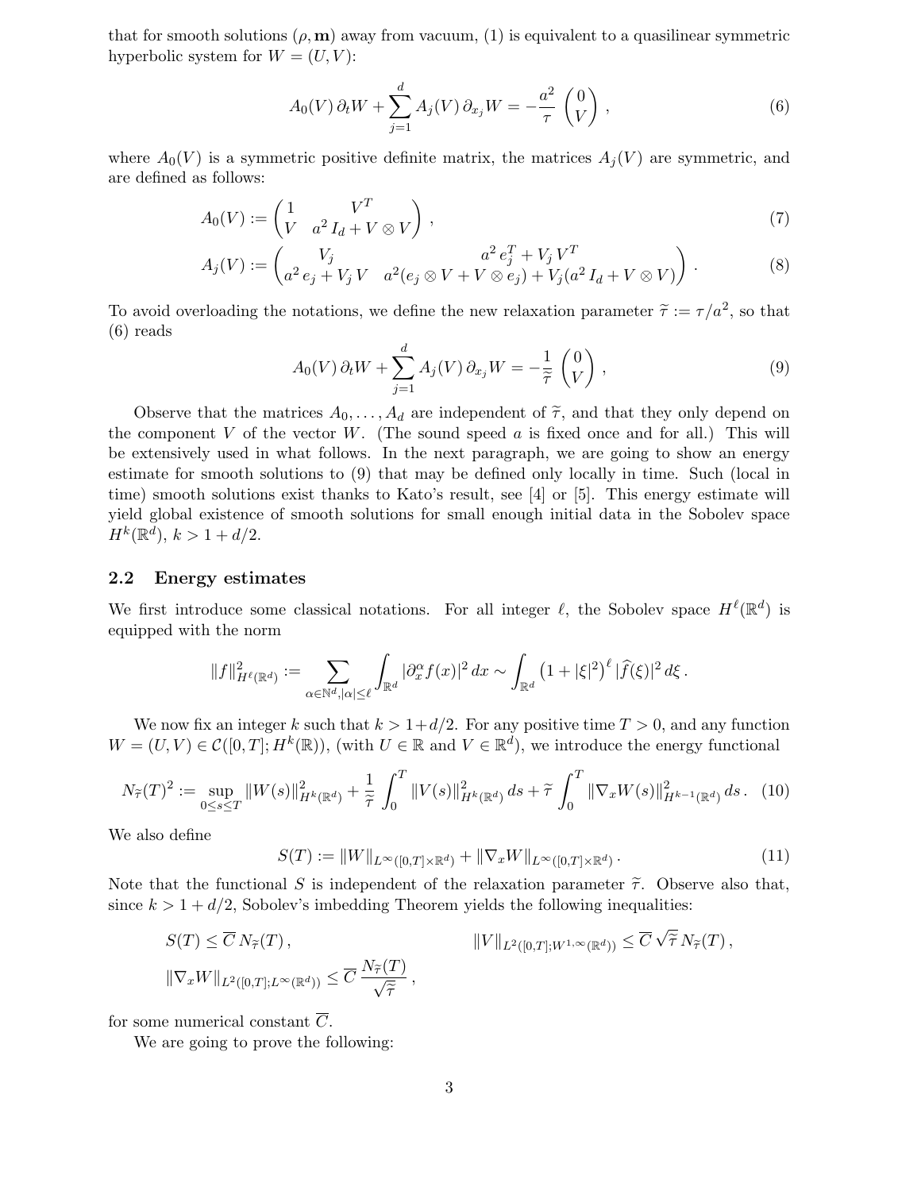that for smooth solutions $(\rho, \mathbf{m})$ away from vacuum, (1) is equivalent to a quasilinear symmetric hyperbolic system for $W = (U, V)$:

$$
A_0(V)\, \partial_t W + \sum_{j=1}^{d} A_j(V)\, \partial_{x_j} W = -\frac{a^2}{\tau} \begin{pmatrix} 0 \\ V \end{pmatrix}, \tag{6}
$$

where $A_0(V)$ is a symmetric positive definite matrix, the matrices $A_j(V)$ are symmetric, and are defined as follows:

$$
A_0(V) := \begin{pmatrix} 1 & V^T \\ V & a^2 I_d + V \otimes V \end{pmatrix}, \tag{7}
$$

$$
A_j(V) := \begin{pmatrix} V_j & a^2 e_j^T + V_j V^T \\ a^2 e_j + V_j V & a^2 (e_j \otimes V + V \otimes e_j) + V_j (a^2 I_d + V \otimes V) \end{pmatrix}. \tag{8}
$$

To avoid overloading the notations, we define the new relaxation parameter $\widetilde{\tau} := \tau / a^2$, so that (6) reads

$$
A_0(V)\, \partial_t W + \sum_{j=1}^{d} A_j(V)\, \partial_{x_j} W = -\frac{1}{\widetilde{\tau}} \begin{pmatrix} 0 \\ V \end{pmatrix}, \tag{9}
$$

Observe that the matrices $A_0, \dots, A_d$ are independent of $\widetilde{\tau}$, and that they only depend on the component $V$ of the vector $W$. (The sound speed $a$ is fixed once and for all.) This will be extensively used in what follows. In the next paragraph, we are going to show an energy estimate for smooth solutions to (9) that may be defined only locally in time. Such (local in time) smooth solutions exist thanks to Kato's result, see [4] or [5]. This energy estimate will yield global existence of smooth solutions for small enough initial data in the Sobolev space $H^k(\mathbb{R}^d)$, $k > 1 + d/2$.

## 2.2 Energy estimates

We first introduce some classical notations. For all integer $\ell$, the Sobolev space $H^\ell(\mathbb{R}^d)$ is equipped with the norm

$$
\|f\|^2_{H^\ell(\mathbb{R}^d)} := \sum_{\alpha \in \mathbb{N}^d, |\alpha| \le \ell} \int_{\mathbb{R}^d} |\partial_x^\alpha f(x)|^2 \, dx \sim \int_{\mathbb{R}^d} \left(1 + |\xi|^2\right)^\ell |\widehat{f}(\xi)|^2 \, d\xi \, .
$$

We now fix an integer $k$ such that $k > 1 + d/2$. For any positive time $T > 0$, and any function $W = (U, V) \in \mathcal{C}([0,T]; H^k(\mathbb{R}))$, (with $U \in \mathbb{R}$ and $V \in \mathbb{R}^d$), we introduce the energy functional

$$
N_{\widetilde{\tau}}(T)^2 := \sup_{0 \le s \le T} \|W(s)\|^2_{H^k(\mathbb{R}^d)} + \frac{1}{\widetilde{\tau}} \int_0^T \|V(s)\|^2_{H^k(\mathbb{R}^d)} \, ds + \widetilde{\tau} \int_0^T \|\nabla_x W(s)\|^2_{H^{k-1}(\mathbb{R}^d)} \, ds \, . \tag{10}
$$

We also define

$$
S(T) := \|W\|_{L^\infty([0,T] \times \mathbb{R}^d)} + \|\nabla_x W\|_{L^\infty([0,T] \times \mathbb{R}^d)} \, . \tag{11}
$$

Note that the functional $S$ is independent of the relaxation parameter $\widetilde{\tau}$. Observe also that, since $k > 1 + d/2$, Sobolev's imbedding Theorem yields the following inequalities:

$$
S(T) \le \overline{C}\, N_{\widetilde{\tau}}(T) \, , \qquad \|V\|_{L^2([0,T]; W^{1,\infty}(\mathbb{R}^d))} \le \overline{C} \sqrt{\widetilde{\tau}}\, N_{\widetilde{\tau}}(T) \, ,
$$

$$
\|\nabla_x W\|_{L^2([0,T]; L^\infty(\mathbb{R}^d))} \le \overline{C}\, \frac{N_{\widetilde{\tau}}(T)}{\sqrt{\widetilde{\tau}}} \, ,
$$

for some numerical constant $\overline{C}$.

We are going to prove the following: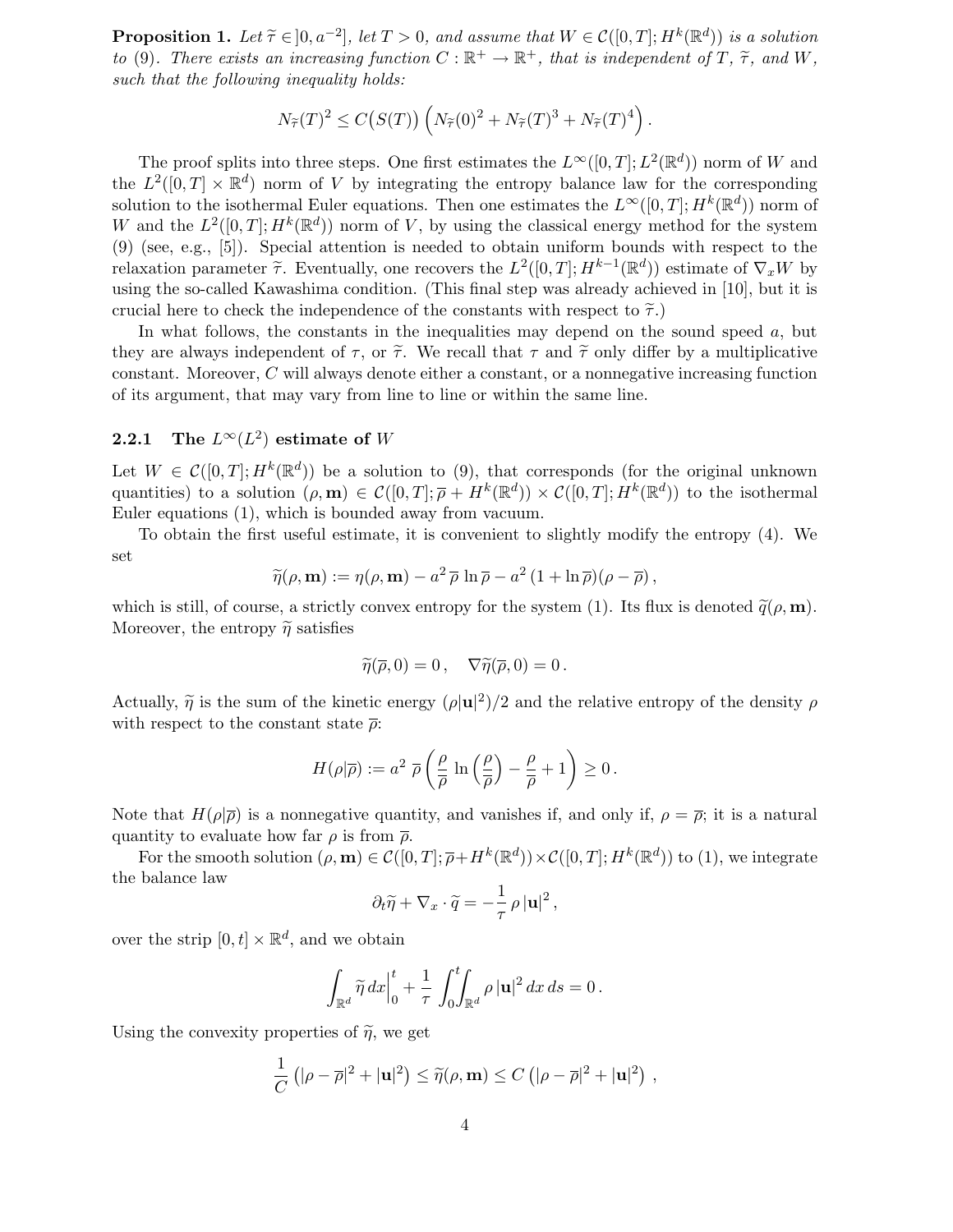**Proposition 1.** *Let $\widetilde{\tau} \in ]0, a^{-2}]$, let $T > 0$, and assume that $W \in \mathcal{C}([0,T]; H^k(\mathbb{R}^d))$ is a solution to (9). There exists an increasing function $C : \mathbb{R}^+ \to \mathbb{R}^+$, that is independent of $T$, $\widetilde{\tau}$, and $W$, such that the following inequality holds:*

$$N_{\widetilde{\tau}}(T)^2 \leq C\big(S(T)\big) \left( N_{\widetilde{\tau}}(0)^2 + N_{\widetilde{\tau}}(T)^3 + N_{\widetilde{\tau}}(T)^4 \right).$$

The proof splits into three steps. One first estimates the $L^\infty([0,T]; L^2(\mathbb{R}^d))$ norm of $W$ and the $L^2([0,T] \times \mathbb{R}^d)$ norm of $V$ by integrating the entropy balance law for the corresponding solution to the isothermal Euler equations. Then one estimates the $L^\infty([0,T]; H^k(\mathbb{R}^d))$ norm of $W$ and the $L^2([0,T]; H^k(\mathbb{R}^d))$ norm of $V$, by using the classical energy method for the system (9) (see, e.g., [5]). Special attention is needed to obtain uniform bounds with respect to the relaxation parameter $\widetilde{\tau}$. Eventually, one recovers the $L^2([0,T]; H^{k-1}(\mathbb{R}^d))$ estimate of $\nabla_x W$ by using the so-called Kawashima condition. (This final step was already achieved in [10], but it is crucial here to check the independence of the constants with respect to $\widetilde{\tau}$.)

In what follows, the constants in the inequalities may depend on the sound speed $a$, but they are always independent of $\tau$, or $\widetilde{\tau}$. We recall that $\tau$ and $\widetilde{\tau}$ only differ by a multiplicative constant. Moreover, $C$ will always denote either a constant, or a nonnegative increasing function of its argument, that may vary from line to line or within the same line.

### 2.2.1 The $L^\infty(L^2)$ estimate of $W$

Let $W \in \mathcal{C}([0,T]; H^k(\mathbb{R}^d))$ be a solution to (9), that corresponds (for the original unknown quantities) to a solution $(\rho, \mathbf{m}) \in \mathcal{C}([0,T]; \overline{\rho} + H^k(\mathbb{R}^d)) \times \mathcal{C}([0,T]; H^k(\mathbb{R}^d))$ to the isothermal Euler equations (1), which is bounded away from vacuum.

To obtain the first useful estimate, it is convenient to slightly modify the entropy (4). We set

$$\widetilde{\eta}(\rho, \mathbf{m}) := \eta(\rho, \mathbf{m}) - a^2\, \overline{\rho}\, \ln \overline{\rho} - a^2\, (1 + \ln \overline{\rho})(\rho - \overline{\rho}),$$

which is still, of course, a strictly convex entropy for the system (1). Its flux is denoted $\widetilde{q}(\rho, \mathbf{m})$. Moreover, the entropy $\widetilde{\eta}$ satisfies

$$\widetilde{\eta}(\overline{\rho}, 0) = 0, \quad \nabla \widetilde{\eta}(\overline{\rho}, 0) = 0.$$

Actually, $\widetilde{\eta}$ is the sum of the kinetic energy $(\rho |\mathbf{u}|^2)/2$ and the relative entropy of the density $\rho$ with respect to the constant state $\overline{\rho}$:

$$H(\rho | \overline{\rho}) := a^2\, \overline{\rho} \left( \frac{\rho}{\overline{\rho}} \ln \left( \frac{\rho}{\overline{\rho}} \right) - \frac{\rho}{\overline{\rho}} + 1 \right) \geq 0.$$

Note that $H(\rho | \overline{\rho})$ is a nonnegative quantity, and vanishes if, and only if, $\rho = \overline{\rho}$; it is a natural quantity to evaluate how far $\rho$ is from $\overline{\rho}$.

For the smooth solution $(\rho, \mathbf{m}) \in \mathcal{C}([0,T]; \overline{\rho} + H^k(\mathbb{R}^d)) \times \mathcal{C}([0,T]; H^k(\mathbb{R}^d))$ to (1), we integrate the balance law

$$\partial_t \widetilde{\eta} + \nabla_x \cdot \widetilde{q} = -\frac{1}{\tau}\, \rho\, |\mathbf{u}|^2,$$

over the strip $[0,t] \times \mathbb{R}^d$, and we obtain

$$\int_{\mathbb{R}^d} \widetilde{\eta}\, dx \Big|_0^t + \frac{1}{\tau} \int_0^t \!\! \int_{\mathbb{R}^d} \rho\, |\mathbf{u}|^2\, dx\, ds = 0.$$

Using the convexity properties of $\widetilde{\eta}$, we get

$$\frac{1}{C} \left( |\rho - \overline{\rho}|^2 + |\mathbf{u}|^2 \right) \leq \widetilde{\eta}(\rho, \mathbf{m}) \leq C \left( |\rho - \overline{\rho}|^2 + |\mathbf{u}|^2 \right),$$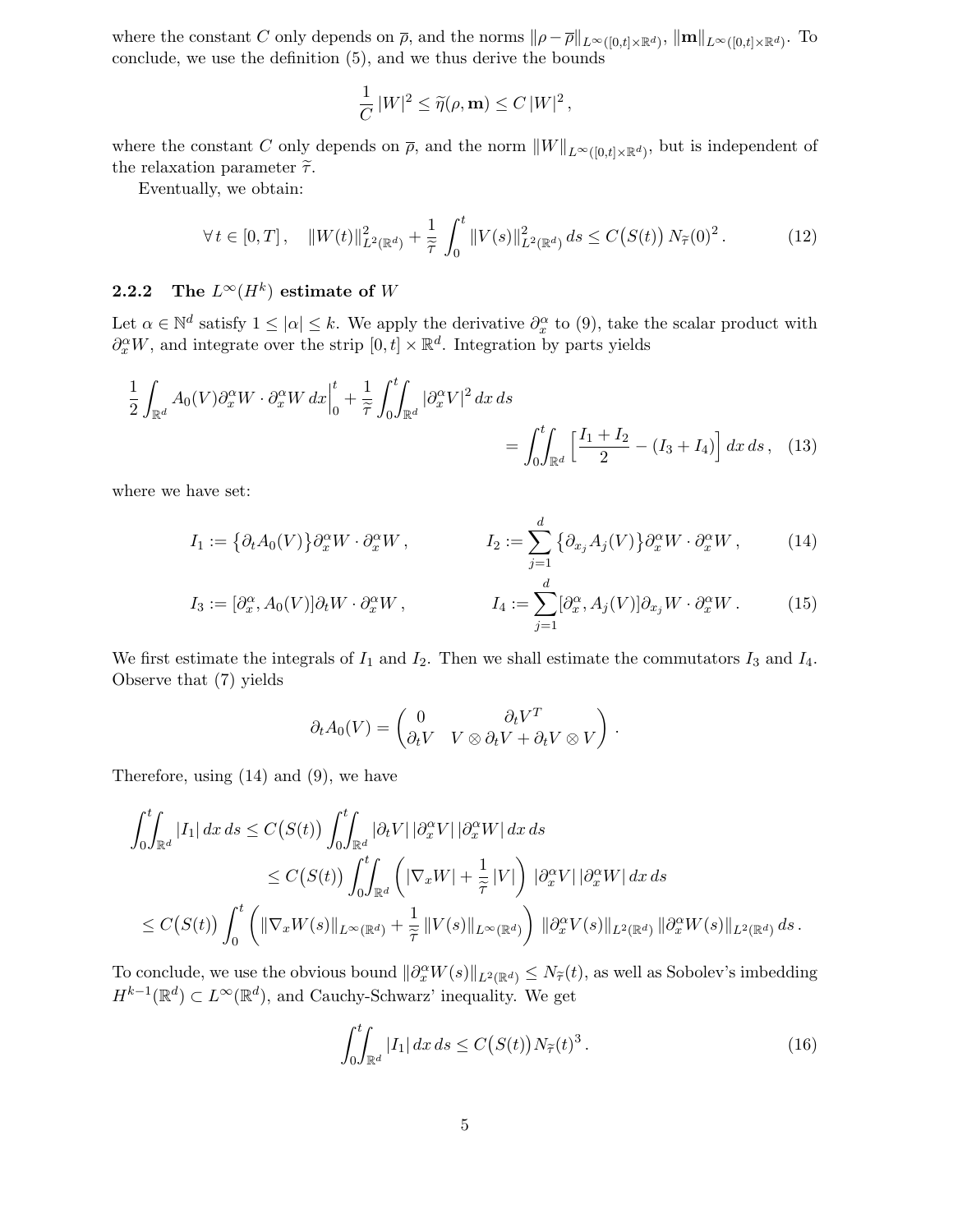where the constant $C$ only depends on $\overline{\rho}$, and the norms $\|\rho - \overline{\rho}\|_{L^\infty([0,t]\times\mathbb{R}^d)}$, $\|\mathbf{m}\|_{L^\infty([0,t]\times\mathbb{R}^d)}$. To conclude, we use the definition (5), and we thus derive the bounds

$$\frac{1}{C}\,|W|^2 \leq \widetilde{\eta}(\rho,\mathbf{m}) \leq C\,|W|^2\,,$$

where the constant $C$ only depends on $\overline{\rho}$, and the norm $\|W\|_{L^\infty([0,t]\times\mathbb{R}^d)}$, but is independent of the relaxation parameter $\widetilde{\tau}$.

Eventually, we obtain:

$$\forall\, t \in [0,T]\,, \quad \|W(t)\|^2_{L^2(\mathbb{R}^d)} + \frac{1}{\widetilde{\widetilde{\tau}}}\int_0^t \|V(s)\|^2_{L^2(\mathbb{R}^d)}\,ds \leq C\big(S(t)\big)\,N_{\widetilde{\tau}}(0)^2\,. \tag{12}$$

### 2.2.2 The $L^\infty(H^k)$ estimate of $W$

Let $\alpha \in \mathbb{N}^d$ satisfy $1 \leq |\alpha| \leq k$. We apply the derivative $\partial_x^\alpha$ to (9), take the scalar product with $\partial_x^\alpha W$, and integrate over the strip $[0,t]\times\mathbb{R}^d$. Integration by parts yields

$$\frac{1}{2}\int_{\mathbb{R}^d} A_0(V)\partial_x^\alpha W\cdot\partial_x^\alpha W\,dx\Big|_0^t + \frac{1}{\widetilde{\widetilde{\tau}}}\int_0^t\!\!\int_{\mathbb{R}^d}|\partial_x^\alpha V|^2\,dx\,ds = \int_0^t\!\!\int_{\mathbb{R}^d}\Big[\frac{I_1+I_2}{2} - (I_3+I_4)\Big]\,dx\,ds\,, \tag{13}$$

where we have set:

$$I_1 := \big\{\partial_t A_0(V)\big\}\partial_x^\alpha W\cdot\partial_x^\alpha W\,, \qquad I_2 := \sum_{j=1}^d \big\{\partial_{x_j} A_j(V)\big\}\partial_x^\alpha W\cdot\partial_x^\alpha W\,, \tag{14}$$

$$I_3 := [\partial_x^\alpha, A_0(V)]\partial_t W\cdot\partial_x^\alpha W\,, \qquad I_4 := \sum_{j=1}^d [\partial_x^\alpha, A_j(V)]\partial_{x_j} W\cdot\partial_x^\alpha W\,. \tag{15}$$

We first estimate the integrals of $I_1$ and $I_2$. Then we shall estimate the commutators $I_3$ and $I_4$. Observe that (7) yields

$$\partial_t A_0(V) = \begin{pmatrix} 0 & \partial_t V^T \\ \partial_t V & V\otimes\partial_t V + \partial_t V\otimes V\end{pmatrix}\,.$$

Therefore, using (14) and (9), we have

$$\begin{aligned}
\int_0^t\!\!\int_{\mathbb{R}^d}|I_1|\,dx\,ds &\leq C\big(S(t)\big)\int_0^t\!\!\int_{\mathbb{R}^d}|\partial_t V|\,|\partial_x^\alpha V|\,|\partial_x^\alpha W|\,dx\,ds \\
&\leq C\big(S(t)\big)\int_0^t\!\!\int_{\mathbb{R}^d}\Big(|\nabla_x W| + \frac{1}{\widetilde{\widetilde{\tau}}}|V|\Big)\,|\partial_x^\alpha V|\,|\partial_x^\alpha W|\,dx\,ds \\
&\leq C\big(S(t)\big)\int_0^t\Big(\|\nabla_x W(s)\|_{L^\infty(\mathbb{R}^d)} + \frac{1}{\widetilde{\widetilde{\tau}}}\|V(s)\|_{L^\infty(\mathbb{R}^d)}\Big)\,\|\partial_x^\alpha V(s)\|_{L^2(\mathbb{R}^d)}\,\|\partial_x^\alpha W(s)\|_{L^2(\mathbb{R}^d)}\,ds\,.
\end{aligned}$$

To conclude, we use the obvious bound $\|\partial_x^\alpha W(s)\|_{L^2(\mathbb{R}^d)} \leq N_{\widetilde{\tau}}(t)$, as well as Sobolev's imbedding $H^{k-1}(\mathbb{R}^d)\subset L^\infty(\mathbb{R}^d)$, and Cauchy-Schwarz' inequality. We get

$$\int_0^t\!\!\int_{\mathbb{R}^d}|I_1|\,dx\,ds \leq C\big(S(t)\big)\,N_{\widetilde{\tau}}(t)^3\,. \tag{16}$$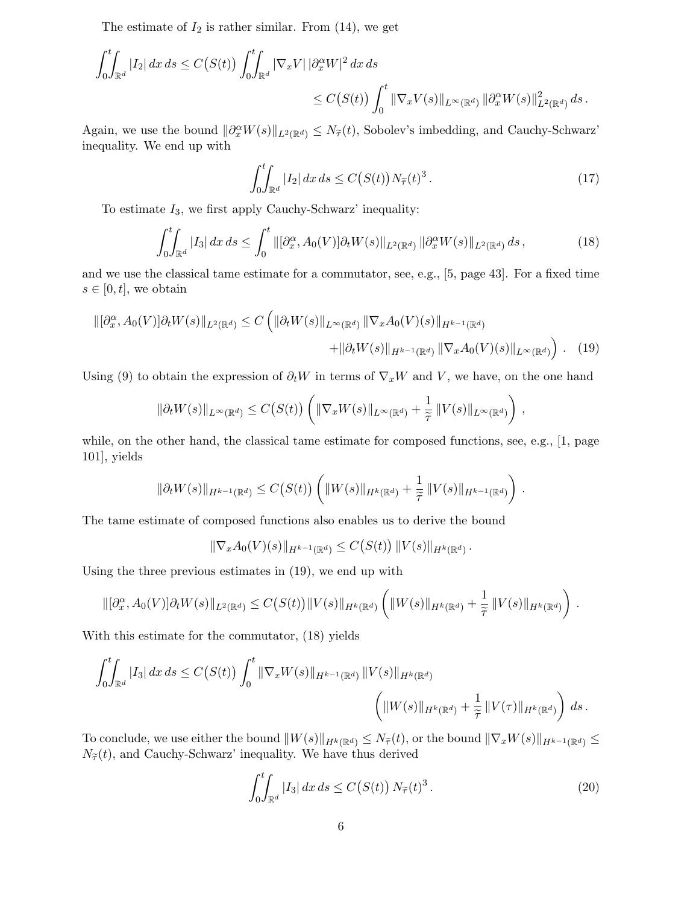The estimate of $I_2$ is rather similar. From (14), we get

$$
\int_0^t\!\!\int_{\mathbb{R}^d} |I_2|\,dx\,ds \le C\big(S(t)\big)\int_0^t\!\!\int_{\mathbb{R}^d} |\nabla_x V|\,|\partial_x^\alpha W|^2\,dx\,ds
$$

$$
\le C\big(S(t)\big)\int_0^t \|\nabla_x V(s)\|_{L^\infty(\mathbb{R}^d)}\,\|\partial_x^\alpha W(s)\|_{L^2(\mathbb{R}^d)}^2\,ds\,.
$$

Again, we use the bound $\|\partial_x^\alpha W(s)\|_{L^2(\mathbb{R}^d)} \le N_{\widetilde{\tau}}(t)$, Sobolev's imbedding, and Cauchy-Schwarz' inequality. We end up with

$$
\int_0^t\!\!\int_{\mathbb{R}^d} |I_2|\,dx\,ds \le C\big(S(t)\big)\,N_{\widetilde{\tau}}(t)^3\,. \tag{17}
$$

To estimate $I_3$, we first apply Cauchy-Schwarz' inequality:

$$
\int_0^t\!\!\int_{\mathbb{R}^d} |I_3|\,dx\,ds \le \int_0^t \|[\partial_x^\alpha, A_0(V)]\partial_t W(s)\|_{L^2(\mathbb{R}^d)}\,\|\partial_x^\alpha W(s)\|_{L^2(\mathbb{R}^d)}\,ds\,, \tag{18}
$$

and we use the classical tame estimate for a commutator, see, e.g., [5, page 43]. For a fixed time $s \in [0,t]$, we obtain

$$
\|[\partial_x^\alpha, A_0(V)]\partial_t W(s)\|_{L^2(\mathbb{R}^d)} \le C\Big(\|\partial_t W(s)\|_{L^\infty(\mathbb{R}^d)}\,\|\nabla_x A_0(V)(s)\|_{H^{k-1}(\mathbb{R}^d)}
$$

$$
+\|\partial_t W(s)\|_{H^{k-1}(\mathbb{R}^d)}\,\|\nabla_x A_0(V)(s)\|_{L^\infty(\mathbb{R}^d)}\Big)\,. \tag{19}
$$

Using (9) to obtain the expression of $\partial_t W$ in terms of $\nabla_x W$ and $V$, we have, on the one hand

$$
\|\partial_t W(s)\|_{L^\infty(\mathbb{R}^d)} \le C\big(S(t)\big)\left(\|\nabla_x W(s)\|_{L^\infty(\mathbb{R}^d)} + \frac{1}{\widetilde{\tau}}\,\|V(s)\|_{L^\infty(\mathbb{R}^d)}\right)\,,
$$

while, on the other hand, the classical tame estimate for composed functions, see, e.g., [1, page 101], yields

$$
\|\partial_t W(s)\|_{H^{k-1}(\mathbb{R}^d)} \le C\big(S(t)\big)\left(\|W(s)\|_{H^k(\mathbb{R}^d)} + \frac{1}{\widetilde{\tau}}\,\|V(s)\|_{H^{k-1}(\mathbb{R}^d)}\right)\,.
$$

The tame estimate of composed functions also enables us to derive the bound

$$
\|\nabla_x A_0(V)(s)\|_{H^{k-1}(\mathbb{R}^d)} \le C\big(S(t)\big)\,\|V(s)\|_{H^k(\mathbb{R}^d)}\,.
$$

Using the three previous estimates in (19), we end up with

$$
\|[\partial_x^\alpha, A_0(V)]\partial_t W(s)\|_{L^2(\mathbb{R}^d)} \le C\big(S(t)\big)\|V(s)\|_{H^k(\mathbb{R}^d)}\left(\|W(s)\|_{H^k(\mathbb{R}^d)} + \frac{1}{\widetilde{\tau}}\,\|V(s)\|_{H^k(\mathbb{R}^d)}\right)\,.
$$

With this estimate for the commutator, (18) yields

$$
\int_0^t\!\!\int_{\mathbb{R}^d} |I_3|\,dx\,ds \le C\big(S(t)\big)\int_0^t \|\nabla_x W(s)\|_{H^{k-1}(\mathbb{R}^d)}\,\|V(s)\|_{H^k(\mathbb{R}^d)}
$$

$$
\left(\|W(s)\|_{H^k(\mathbb{R}^d)} + \frac{1}{\widetilde{\tau}}\,\|V(\tau)\|_{H^k(\mathbb{R}^d)}\right)\,ds\,.
$$

To conclude, we use either the bound $\|W(s)\|_{H^k(\mathbb{R}^d)} \le N_{\widetilde{\tau}}(t)$, or the bound $\|\nabla_x W(s)\|_{H^{k-1}(\mathbb{R}^d)} \le N_{\widetilde{\tau}}(t)$, and Cauchy-Schwarz' inequality. We have thus derived

$$
\int_0^t\!\!\int_{\mathbb{R}^d} |I_3|\,dx\,ds \le C\big(S(t)\big)\,N_{\widetilde{\tau}}(t)^3\,. \tag{20}
$$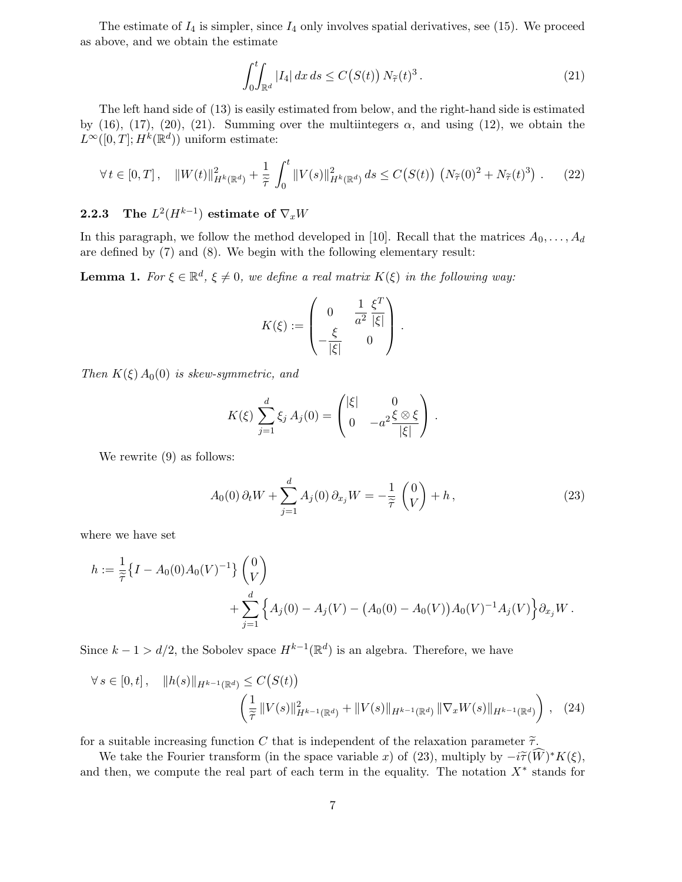The estimate of $I_4$ is simpler, since $I_4$ only involves spatial derivatives, see (15). We proceed as above, and we obtain the estimate

$$\int_0^t\!\!\int_{\mathbb{R}^d} |I_4|\,dx\,ds \le C\big(S(t)\big)\,N_{\widetilde{\tau}}(t)^3\,. \tag{21}$$

The left hand side of (13) is easily estimated from below, and the right-hand side is estimated by (16), (17), (20), (21). Summing over the multiintegers $\alpha$, and using (12), we obtain the $L^\infty([0,T];H^k(\mathbb{R}^d))$ uniform estimate:

$$\forall\, t\in[0,T]\,,\quad \|W(t)\|^2_{H^k(\mathbb{R}^d)} + \frac{1}{\widetilde{\tau}}\int_0^t \|V(s)\|^2_{H^k(\mathbb{R}^d)}\,ds \le C\big(S(t)\big)\,\left(N_{\widetilde{\tau}}(0)^2 + N_{\widetilde{\tau}}(t)^3\right)\,. \tag{22}$$

### 2.2.3 The $L^2(H^{k-1})$ estimate of $\nabla_x W$

In this paragraph, we follow the method developed in [10]. Recall that the matrices $A_0,\dots,A_d$ are defined by (7) and (8). We begin with the following elementary result:

**Lemma 1.** *For $\xi\in\mathbb{R}^d$, $\xi\neq 0$, we define a real matrix $K(\xi)$ in the following way:*

$$K(\xi) := \begin{pmatrix} 0 & \dfrac{1}{a^2}\,\dfrac{\xi^T}{|\xi|} \\ -\dfrac{\xi}{|\xi|} & 0 \end{pmatrix}\,.$$

*Then $K(\xi)\,A_0(0)$ is skew-symmetric, and*

$$K(\xi)\,\sum_{j=1}^d \xi_j\,A_j(0) = \begin{pmatrix} |\xi| & 0 \\ 0 & -a^2\dfrac{\xi\otimes\xi}{|\xi|} \end{pmatrix}\,.$$

We rewrite (9) as follows:

$$A_0(0)\,\partial_t W + \sum_{j=1}^d A_j(0)\,\partial_{x_j} W = -\frac{1}{\widetilde{\tau}}\begin{pmatrix} 0 \\ V\end{pmatrix} + h\,, \tag{23}$$

where we have set

$$h := \frac{1}{\widetilde{\tau}}\big\{I - A_0(0)A_0(V)^{-1}\big\}\begin{pmatrix} 0 \\ V\end{pmatrix} + \sum_{j=1}^d \Big\{A_j(0) - A_j(V) - \big(A_0(0)-A_0(V)\big)A_0(V)^{-1}A_j(V)\Big\}\partial_{x_j} W\,.$$

Since $k-1>d/2$, the Sobolev space $H^{k-1}(\mathbb{R}^d)$ is an algebra. Therefore, we have

$$\forall\, s\in[0,t]\,,\quad \|h(s)\|_{H^{k-1}(\mathbb{R}^d)} \le C\big(S(t)\big) \left(\frac{1}{\widetilde{\tau}}\,\|V(s)\|^2_{H^{k-1}(\mathbb{R}^d)} + \|V(s)\|_{H^{k-1}(\mathbb{R}^d)}\,\|\nabla_x W(s)\|_{H^{k-1}(\mathbb{R}^d)}\right)\,, \tag{24}$$

for a suitable increasing function $C$ that is independent of the relaxation parameter $\widetilde{\tau}$.

We take the Fourier transform (in the space variable $x$) of (23), multiply by $-i\widetilde{\tau}(\widehat{W})^*K(\xi)$, and then, we compute the real part of each term in the equality. The notation $X^*$ stands for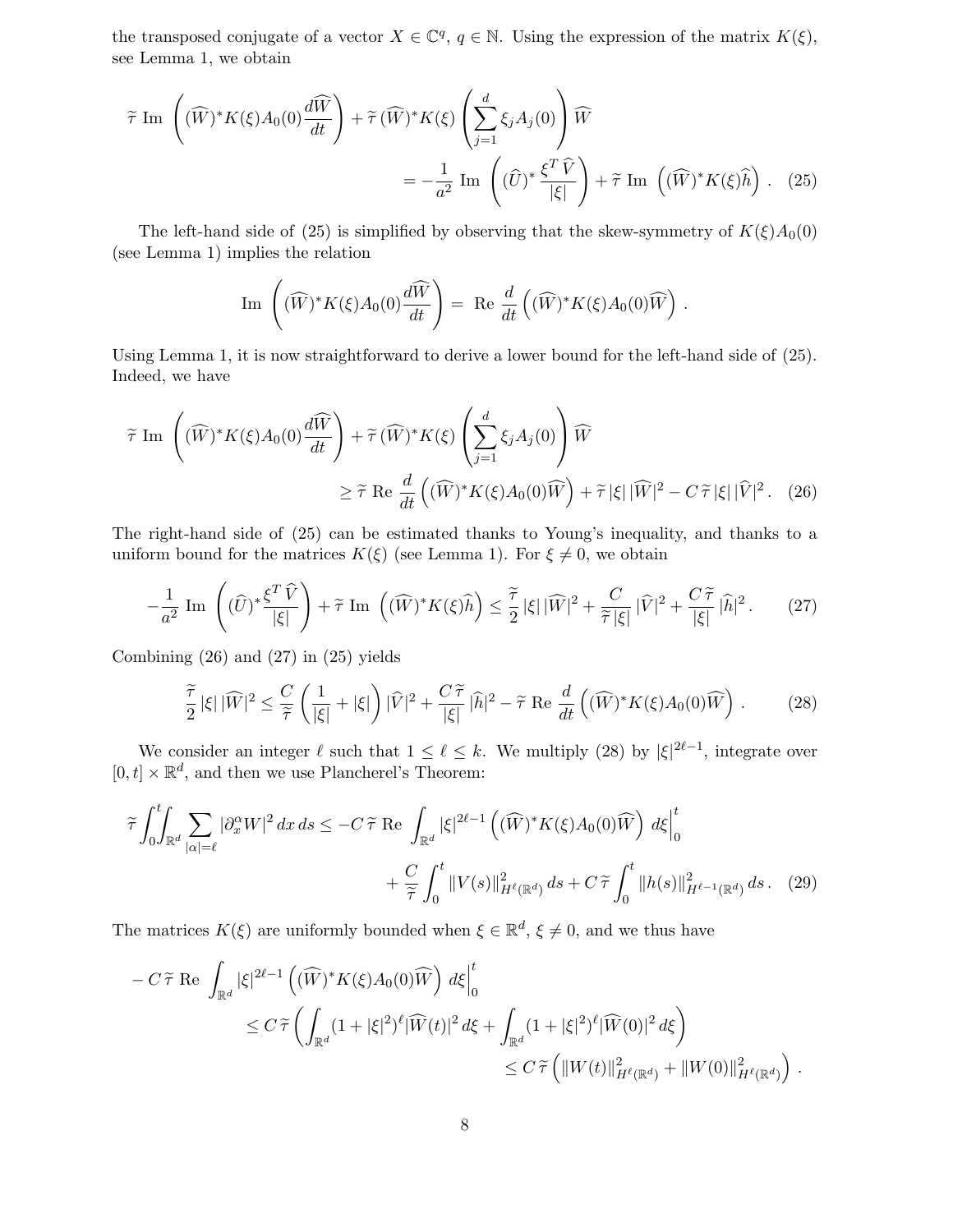the transposed conjugate of a vector $X \in \mathbb{C}^q$, $q \in \mathbb{N}$. Using the expression of the matrix $K(\xi)$, see Lemma 1, we obtain

$$
\widetilde{\tau} \ \mathrm{Im} \ \left( (\widehat{W})^* K(\xi) A_0(0) \frac{d\widehat{W}}{dt} \right) + \widetilde{\tau} \, (\widehat{W})^* K(\xi) \left( \sum_{j=1}^d \xi_j A_j(0) \right) \widehat{W} = -\frac{1}{a^2} \ \mathrm{Im} \ \left( (\widehat{U})^* \frac{\xi^T \, \widehat{V}}{|\xi|} \right) + \widetilde{\tau} \ \mathrm{Im} \ \left( (\widehat{W})^* K(\xi) \widehat{h} \right) . \quad (25)
$$

The left-hand side of (25) is simplified by observing that the skew-symmetry of $K(\xi)A_0(0)$ (see Lemma 1) implies the relation

$$
\mathrm{Im} \ \left( (\widehat{W})^* K(\xi) A_0(0) \frac{d\widehat{W}}{dt} \right) = \ \mathrm{Re} \ \frac{d}{dt} \left( (\widehat{W})^* K(\xi) A_0(0) \widehat{W} \right) .
$$

Using Lemma 1, it is now straightforward to derive a lower bound for the left-hand side of (25). Indeed, we have

$$
\widetilde{\tau} \ \mathrm{Im} \ \left( (\widehat{W})^* K(\xi) A_0(0) \frac{d\widehat{W}}{dt} \right) + \widetilde{\tau} \, (\widehat{W})^* K(\xi) \left( \sum_{j=1}^d \xi_j A_j(0) \right) \widehat{W} \geq \widetilde{\tau} \ \mathrm{Re} \ \frac{d}{dt} \left( (\widehat{W})^* K(\xi) A_0(0) \widehat{W} \right) + \widetilde{\tau} \, |\xi| \, |\widehat{W}|^2 - C \, \widetilde{\tau} \, |\xi| \, |\widehat{V}|^2 . \quad (26)
$$

The right-hand side of (25) can be estimated thanks to Young's inequality, and thanks to a uniform bound for the matrices $K(\xi)$ (see Lemma 1). For $\xi \neq 0$, we obtain

$$
-\frac{1}{a^2} \ \mathrm{Im} \ \left( (\widehat{U})^* \frac{\xi^T \, \widehat{V}}{|\xi|} \right) + \widetilde{\tau} \ \mathrm{Im} \ \left( (\widehat{W})^* K(\xi) \widehat{h} \right) \leq \frac{\widetilde{\tau}}{2} \, |\xi| \, |\widehat{W}|^2 + \frac{C}{\widetilde{\tau} \, |\xi|} \, |\widehat{V}|^2 + \frac{C \, \widetilde{\tau}}{|\xi|} \, |\widehat{h}|^2 . \quad (27)
$$

Combining (26) and (27) in (25) yields

$$
\frac{\widetilde{\tau}}{2} \, |\xi| \, |\widehat{W}|^2 \leq \frac{C}{\widetilde{\tau}} \left( \frac{1}{|\xi|} + |\xi| \right) |\widehat{V}|^2 + \frac{C \, \widetilde{\tau}}{|\xi|} \, |\widehat{h}|^2 - \widetilde{\tau} \ \mathrm{Re} \ \frac{d}{dt} \left( (\widehat{W})^* K(\xi) A_0(0) \widehat{W} \right) . \quad (28)
$$

We consider an integer $\ell$ such that $1 \leq \ell \leq k$. We multiply (28) by $|\xi|^{2\ell-1}$, integrate over $[0,t] \times \mathbb{R}^d$, and then we use Plancherel's Theorem:

$$
\widetilde{\tau} \int_0^t \!\! \int_{\mathbb{R}^d} \sum_{|\alpha|=\ell} |\partial_x^\alpha W|^2 \, dx \, ds \leq -C \, \widetilde{\tau} \ \mathrm{Re} \ \int_{\mathbb{R}^d} |\xi|^{2\ell-1} \left( (\widehat{W})^* K(\xi) A_0(0) \widehat{W} \right) \, d\xi \Big|_0^t + \frac{C}{\widetilde{\tau}} \int_0^t \|V(s)\|^2_{H^\ell(\mathbb{R}^d)} \, ds + C \, \widetilde{\tau} \int_0^t \|h(s)\|^2_{H^{\ell-1}(\mathbb{R}^d)} \, ds . \quad (29)
$$

The matrices $K(\xi)$ are uniformly bounded when $\xi \in \mathbb{R}^d$, $\xi \neq 0$, and we thus have

$$
\begin{aligned}
- C \, \widetilde{\tau} \ \mathrm{Re} \ \int_{\mathbb{R}^d} |\xi|^{2\ell-1} \left( (\widehat{W})^* K(\xi) A_0(0) \widehat{W} \right) \, d\xi \Big|_0^t
&\leq C \, \widetilde{\tau} \left( \int_{\mathbb{R}^d} (1 + |\xi|^2)^\ell |\widehat{W}(t)|^2 \, d\xi + \int_{\mathbb{R}^d} (1 + |\xi|^2)^\ell |\widehat{W}(0)|^2 \, d\xi \right) \\
&\leq C \, \widetilde{\tau} \left( \|W(t)\|^2_{H^\ell(\mathbb{R}^d)} + \|W(0)\|^2_{H^\ell(\mathbb{R}^d)} \right) .
\end{aligned}
$$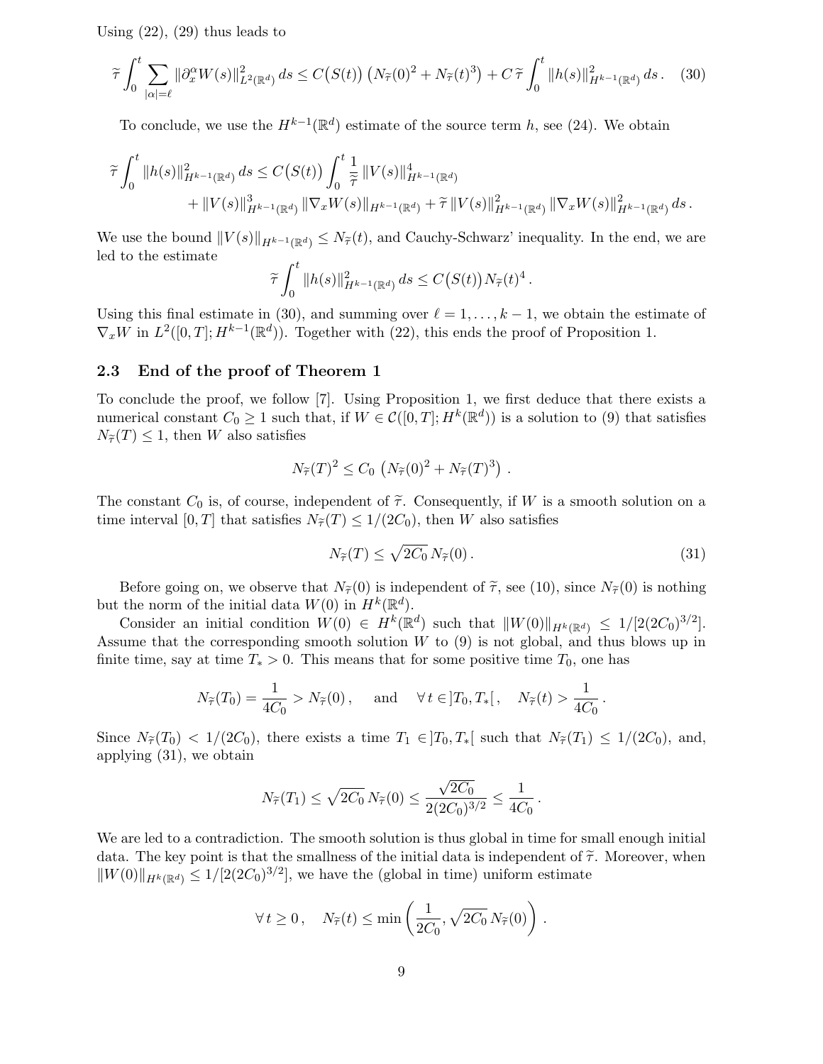Using (22), (29) thus leads to

$$\widetilde{\tau} \int_0^t \sum_{|\alpha|=\ell} \|\partial_x^\alpha W(s)\|^2_{L^2(\mathbb{R}^d)} \, ds \le C\big(S(t)\big) \left( N_{\widetilde{\tau}}(0)^2 + N_{\widetilde{\tau}}(t)^3 \right) + C \, \widetilde{\tau} \int_0^t \|h(s)\|^2_{H^{k-1}(\mathbb{R}^d)} \, ds \, . \quad (30)$$

To conclude, we use the $H^{k-1}(\mathbb{R}^d)$ estimate of the source term $h$, see (24). We obtain

$$\widetilde{\tau} \int_0^t \|h(s)\|^2_{H^{k-1}(\mathbb{R}^d)} \, ds \le C\big(S(t)\big) \int_0^t \frac{1}{\widetilde{\tau}} \, \|V(s)\|^4_{H^{k-1}(\mathbb{R}^d)}$$
$$+ \|V(s)\|^3_{H^{k-1}(\mathbb{R}^d)} \, \|\nabla_x W(s)\|_{H^{k-1}(\mathbb{R}^d)} + \widetilde{\tau} \, \|V(s)\|^2_{H^{k-1}(\mathbb{R}^d)} \, \|\nabla_x W(s)\|^2_{H^{k-1}(\mathbb{R}^d)} \, ds \, .$$

We use the bound $\|V(s)\|_{H^{k-1}(\mathbb{R}^d)} \le N_{\widetilde{\tau}}(t)$, and Cauchy-Schwarz' inequality. In the end, we are led to the estimate

$$\widetilde{\tau} \int_0^t \|h(s)\|^2_{H^{k-1}(\mathbb{R}^d)} \, ds \le C\big(S(t)\big) N_{\widetilde{\tau}}(t)^4 \, .$$

Using this final estimate in (30), and summing over $\ell = 1, \dots, k-1$, we obtain the estimate of $\nabla_x W$ in $L^2([0,T]; H^{k-1}(\mathbb{R}^d))$. Together with (22), this ends the proof of Proposition 1.

### 2.3 End of the proof of Theorem 1

To conclude the proof, we follow [7]. Using Proposition 1, we first deduce that there exists a numerical constant $C_0 \ge 1$ such that, if $W \in \mathcal{C}([0,T]; H^k(\mathbb{R}^d))$ is a solution to (9) that satisfies $N_{\widetilde{\tau}}(T) \le 1$, then $W$ also satisfies

$$N_{\widetilde{\tau}}(T)^2 \le C_0 \left( N_{\widetilde{\tau}}(0)^2 + N_{\widetilde{\tau}}(T)^3 \right) \, .$$

The constant $C_0$ is, of course, independent of $\widetilde{\tau}$. Consequently, if $W$ is a smooth solution on a time interval $[0,T]$ that satisfies $N_{\widetilde{\tau}}(T) \le 1/(2C_0)$, then $W$ also satisfies

$$N_{\widetilde{\tau}}(T) \le \sqrt{2C_0} \, N_{\widetilde{\tau}}(0) \, . \quad (31)$$

Before going on, we observe that $N_{\widetilde{\tau}}(0)$ is independent of $\widetilde{\tau}$, see (10), since $N_{\widetilde{\tau}}(0)$ is nothing but the norm of the initial data $W(0)$ in $H^k(\mathbb{R}^d)$.

Consider an initial condition $W(0) \in H^k(\mathbb{R}^d)$ such that $\|W(0)\|_{H^k(\mathbb{R}^d)} \le 1/[2(2C_0)^{3/2}]$. Assume that the corresponding smooth solution $W$ to (9) is not global, and thus blows up in finite time, say at time $T_* > 0$. This means that for some positive time $T_0$, one has

$$N_{\widetilde{\tau}}(T_0) = \frac{1}{4C_0} > N_{\widetilde{\tau}}(0) \, , \quad \text{and} \quad \forall \, t \in ]T_0, T_*[ \, , \quad N_{\widetilde{\tau}}(t) > \frac{1}{4C_0} \, .$$

Since $N_{\widetilde{\tau}}(T_0) < 1/(2C_0)$, there exists a time $T_1 \in ]T_0, T_*[$ such that $N_{\widetilde{\tau}}(T_1) \le 1/(2C_0)$, and, applying (31), we obtain

$$N_{\widetilde{\tau}}(T_1) \le \sqrt{2C_0} \, N_{\widetilde{\tau}}(0) \le \frac{\sqrt{2C_0}}{2(2C_0)^{3/2}} \le \frac{1}{4C_0} \, .$$

We are led to a contradiction. The smooth solution is thus global in time for small enough initial data. The key point is that the smallness of the initial data is independent of $\widetilde{\tau}$. Moreover, when $\|W(0)\|_{H^k(\mathbb{R}^d)} \le 1/[2(2C_0)^{3/2}]$, we have the (global in time) uniform estimate

$$\forall \, t \ge 0 \, , \quad N_{\widetilde{\tau}}(t) \le \min \left( \frac{1}{2C_0}, \sqrt{2C_0} \, N_{\widetilde{\tau}}(0) \right) \, .$$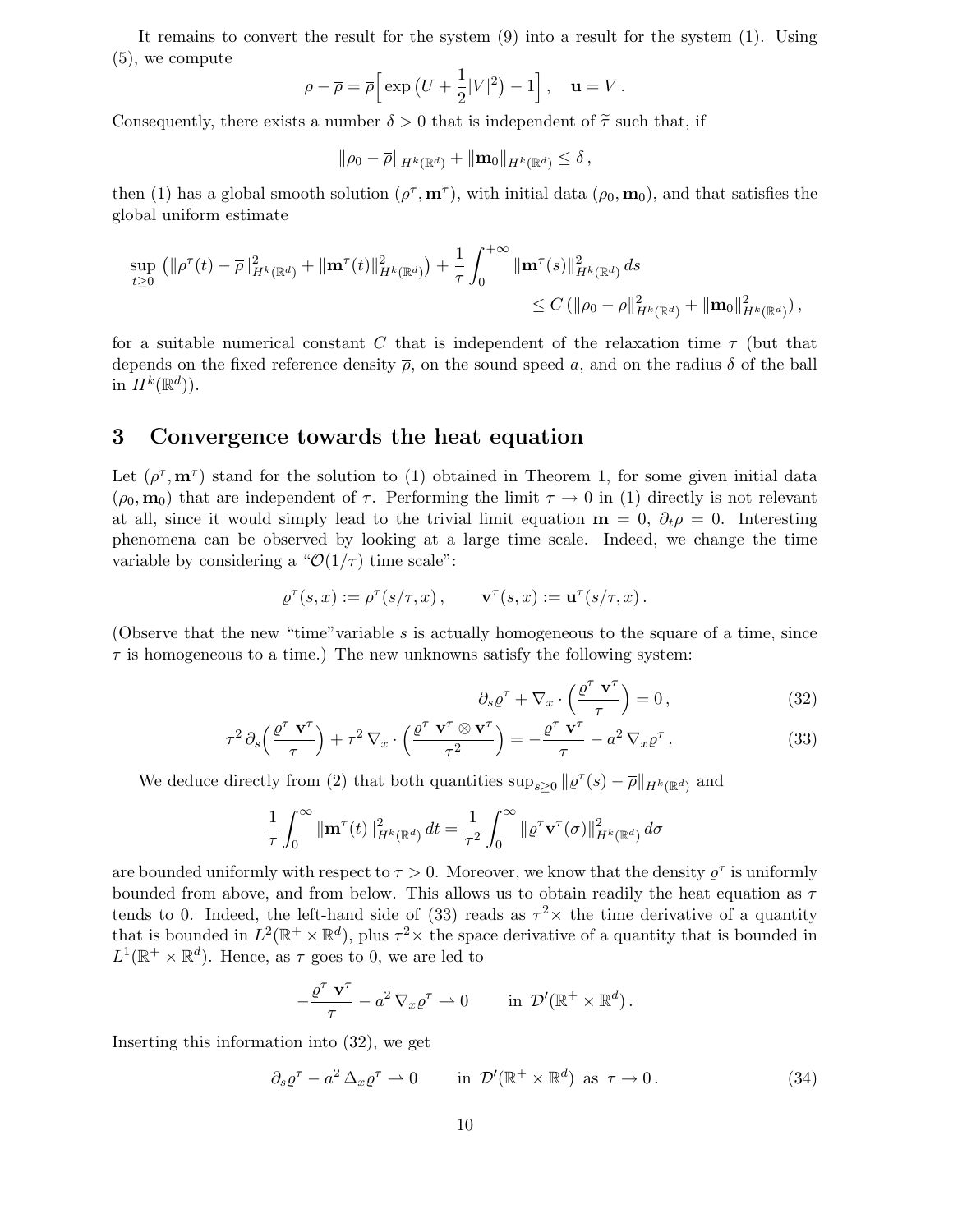It remains to convert the result for the system (9) into a result for the system (1). Using (5), we compute

$$\rho - \overline{\rho} = \overline{\rho}\Big[\exp\big(U + \frac{1}{2}|V|^2\big) - 1\Big], \quad \mathbf{u} = V.$$

Consequently, there exists a number $\delta > 0$ that is independent of $\widetilde{\tau}$ such that, if

$$\|\rho_0 - \overline{\rho}\|_{H^k(\mathbb{R}^d)} + \|\mathbf{m}_0\|_{H^k(\mathbb{R}^d)} \leq \delta,$$

then (1) has a global smooth solution $(\rho^\tau, \mathbf{m}^\tau)$, with initial data $(\rho_0, \mathbf{m}_0)$, and that satisfies the global uniform estimate

$$\sup_{t\geq 0}\big(\|\rho^\tau(t) - \overline{\rho}\|^2_{H^k(\mathbb{R}^d)} + \|\mathbf{m}^\tau(t)\|^2_{H^k(\mathbb{R}^d)}\big) + \frac{1}{\tau}\int_0^{+\infty} \|\mathbf{m}^\tau(s)\|^2_{H^k(\mathbb{R}^d)}\, ds$$
$$\leq C\left(\|\rho_0 - \overline{\rho}\|^2_{H^k(\mathbb{R}^d)} + \|\mathbf{m}_0\|^2_{H^k(\mathbb{R}^d)}\right),$$

for a suitable numerical constant $C$ that is independent of the relaxation time $\tau$ (but that depends on the fixed reference density $\overline{\rho}$, on the sound speed $a$, and on the radius $\delta$ of the ball in $H^k(\mathbb{R}^d)$).

## 3 Convergence towards the heat equation

Let $(\rho^\tau, \mathbf{m}^\tau)$ stand for the solution to (1) obtained in Theorem 1, for some given initial data $(\rho_0, \mathbf{m}_0)$ that are independent of $\tau$. Performing the limit $\tau \to 0$ in (1) directly is not relevant at all, since it would simply lead to the trivial limit equation $\mathbf{m} = 0$, $\partial_t \rho = 0$. Interesting phenomena can be observed by looking at a large time scale. Indeed, we change the time variable by considering a "$\mathcal{O}(1/\tau)$ time scale":

$$\varrho^\tau(s, x) := \rho^\tau(s/\tau, x), \qquad \mathbf{v}^\tau(s, x) := \mathbf{u}^\tau(s/\tau, x).$$

(Observe that the new "time"variable $s$ is actually homogeneous to the square of a time, since $\tau$ is homogeneous to a time.) The new unknowns satisfy the following system:

$$\partial_s \varrho^\tau + \nabla_x \cdot \Big(\frac{\varrho^\tau\, \mathbf{v}^\tau}{\tau}\Big) = 0, \tag{32}$$

$$\tau^2\, \partial_s\Big(\frac{\varrho^\tau\, \mathbf{v}^\tau}{\tau}\Big) + \tau^2\, \nabla_x \cdot \Big(\frac{\varrho^\tau\, \mathbf{v}^\tau \otimes \mathbf{v}^\tau}{\tau^2}\Big) = -\frac{\varrho^\tau\, \mathbf{v}^\tau}{\tau} - a^2\, \nabla_x \varrho^\tau. \tag{33}$$

We deduce directly from (2) that both quantities $\sup_{s\geq 0}\|\varrho^\tau(s) - \overline{\rho}\|_{H^k(\mathbb{R}^d)}$ and

$$\frac{1}{\tau}\int_0^\infty \|\mathbf{m}^\tau(t)\|^2_{H^k(\mathbb{R}^d)}\, dt = \frac{1}{\tau^2}\int_0^\infty \|\varrho^\tau \mathbf{v}^\tau(\sigma)\|^2_{H^k(\mathbb{R}^d)}\, d\sigma$$

are bounded uniformly with respect to $\tau > 0$. Moreover, we know that the density $\varrho^\tau$ is uniformly bounded from above, and from below. This allows us to obtain readily the heat equation as $\tau$ tends to 0. Indeed, the left-hand side of (33) reads as $\tau^2\times$ the time derivative of a quantity that is bounded in $L^2(\mathbb{R}^+ \times \mathbb{R}^d)$, plus $\tau^2\times$ the space derivative of a quantity that is bounded in $L^1(\mathbb{R}^+ \times \mathbb{R}^d)$. Hence, as $\tau$ goes to 0, we are led to

$$-\frac{\varrho^\tau\, \mathbf{v}^\tau}{\tau} - a^2\, \nabla_x \varrho^\tau \rightharpoonup 0 \qquad \text{in } \mathcal{D}'(\mathbb{R}^+ \times \mathbb{R}^d).$$

Inserting this information into (32), we get

$$\partial_s \varrho^\tau - a^2\, \Delta_x \varrho^\tau \rightharpoonup 0 \qquad \text{in } \mathcal{D}'(\mathbb{R}^+ \times \mathbb{R}^d) \text{ as } \tau \to 0. \tag{34}$$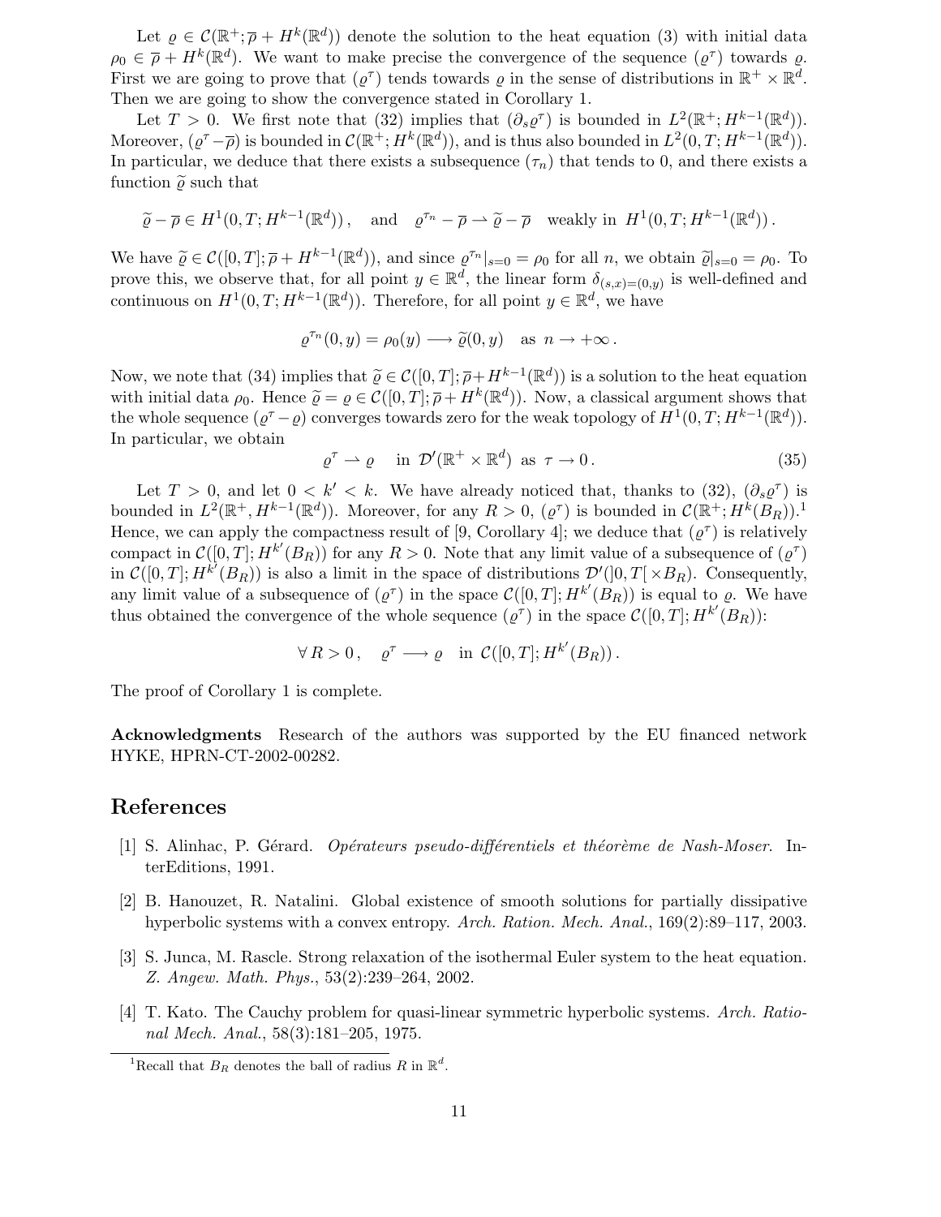Let $\varrho \in \mathcal{C}(\mathbb{R}^+; \overline{\rho} + H^k(\mathbb{R}^d))$ denote the solution to the heat equation (3) with initial data $\rho_0 \in \overline{\rho} + H^k(\mathbb{R}^d)$. We want to make precise the convergence of the sequence $(\varrho^\tau)$ towards $\varrho$. First we are going to prove that $(\varrho^\tau)$ tends towards $\varrho$ in the sense of distributions in $\mathbb{R}^+ \times \mathbb{R}^d$. Then we are going to show the convergence stated in Corollary 1.

Let $T > 0$. We first note that (32) implies that $(\partial_s \varrho^\tau)$ is bounded in $L^2(\mathbb{R}^+; H^{k-1}(\mathbb{R}^d))$. Moreover, $(\varrho^\tau - \overline{\rho})$ is bounded in $\mathcal{C}(\mathbb{R}^+; H^k(\mathbb{R}^d))$, and is thus also bounded in $L^2(0,T; H^{k-1}(\mathbb{R}^d))$. In particular, we deduce that there exists a subsequence $(\tau_n)$ that tends to 0, and there exists a function $\widetilde{\varrho}$ such that

$$\widetilde{\varrho} - \overline{\rho} \in H^1(0,T; H^{k-1}(\mathbb{R}^d))\,, \quad \text{and} \quad \varrho^{\tau_n} - \overline{\rho} \rightharpoonup \widetilde{\varrho} - \overline{\rho} \quad \text{weakly in } H^1(0,T; H^{k-1}(\mathbb{R}^d))\,.$$

We have $\widetilde{\varrho} \in \mathcal{C}([0,T]; \overline{\rho} + H^{k-1}(\mathbb{R}^d))$, and since $\varrho^{\tau_n}|_{s=0} = \rho_0$ for all $n$, we obtain $\widetilde{\varrho}|_{s=0} = \rho_0$. To prove this, we observe that, for all point $y \in \mathbb{R}^d$, the linear form $\delta_{(s,x)=(0,y)}$ is well-defined and continuous on $H^1(0,T; H^{k-1}(\mathbb{R}^d))$. Therefore, for all point $y \in \mathbb{R}^d$, we have

$$\varrho^{\tau_n}(0,y) = \rho_0(y) \longrightarrow \widetilde{\varrho}(0,y) \quad \text{as } n \to +\infty\,.$$

Now, we note that (34) implies that $\widetilde{\varrho} \in \mathcal{C}([0,T]; \overline{\rho} + H^{k-1}(\mathbb{R}^d))$ is a solution to the heat equation with initial data $\rho_0$. Hence $\widetilde{\varrho} = \varrho \in \mathcal{C}([0,T]; \overline{\rho} + H^k(\mathbb{R}^d))$. Now, a classical argument shows that the whole sequence $(\varrho^\tau - \varrho)$ converges towards zero for the weak topology of $H^1(0,T; H^{k-1}(\mathbb{R}^d))$. In particular, we obtain

$$\varrho^\tau \rightharpoonup \varrho \quad \text{in } \mathcal{D}'(\mathbb{R}^+ \times \mathbb{R}^d) \text{ as } \tau \to 0\,. \tag{35}$$

Let $T > 0$, and let $0 < k' < k$. We have already noticed that, thanks to (32), $(\partial_s \varrho^\tau)$ is bounded in $L^2(\mathbb{R}^+, H^{k-1}(\mathbb{R}^d))$. Moreover, for any $R > 0$, $(\varrho^\tau)$ is bounded in $\mathcal{C}(\mathbb{R}^+; H^k(B_R))$.[1] Hence, we can apply the compactness result of [9, Corollary 4]; we deduce that $(\varrho^\tau)$ is relatively compact in $\mathcal{C}([0,T]; H^{k'}(B_R))$ for any $R > 0$. Note that any limit value of a subsequence of $(\varrho^\tau)$ in $\mathcal{C}([0,T]; H^{k'}(B_R))$ is also a limit in the space of distributions $\mathcal{D}'(]0,T[\times B_R)$. Consequently, any limit value of a subsequence of $(\varrho^\tau)$ in the space $\mathcal{C}([0,T]; H^{k'}(B_R))$ is equal to $\varrho$. We have thus obtained the convergence of the whole sequence $(\varrho^\tau)$ in the space $\mathcal{C}([0,T]; H^{k'}(B_R))$:

$$\forall\, R > 0\,, \quad \varrho^\tau \longrightarrow \varrho \quad \text{in } \mathcal{C}([0,T]; H^{k'}(B_R))\,.$$

The proof of Corollary 1 is complete.

**Acknowledgments** Research of the authors was supported by the EU financed network HYKE, HPRN-CT-2002-00282.

# References

[1] S. Alinhac, P. Gérard. *Opérateurs pseudo-différentiels et théorème de Nash-Moser*. InterEditions, 1991.

[2] B. Hanouzet, R. Natalini. Global existence of smooth solutions for partially dissipative hyperbolic systems with a convex entropy. *Arch. Ration. Mech. Anal.*, 169(2):89–117, 2003.

[3] S. Junca, M. Rascle. Strong relaxation of the isothermal Euler system to the heat equation. *Z. Angew. Math. Phys.*, 53(2):239–264, 2002.

[4] T. Kato. The Cauchy problem for quasi-linear symmetric hyperbolic systems. *Arch. Rational Mech. Anal.*, 58(3):181–205, 1975.

[1] Recall that $B_R$ denotes the ball of radius $R$ in $\mathbb{R}^d$.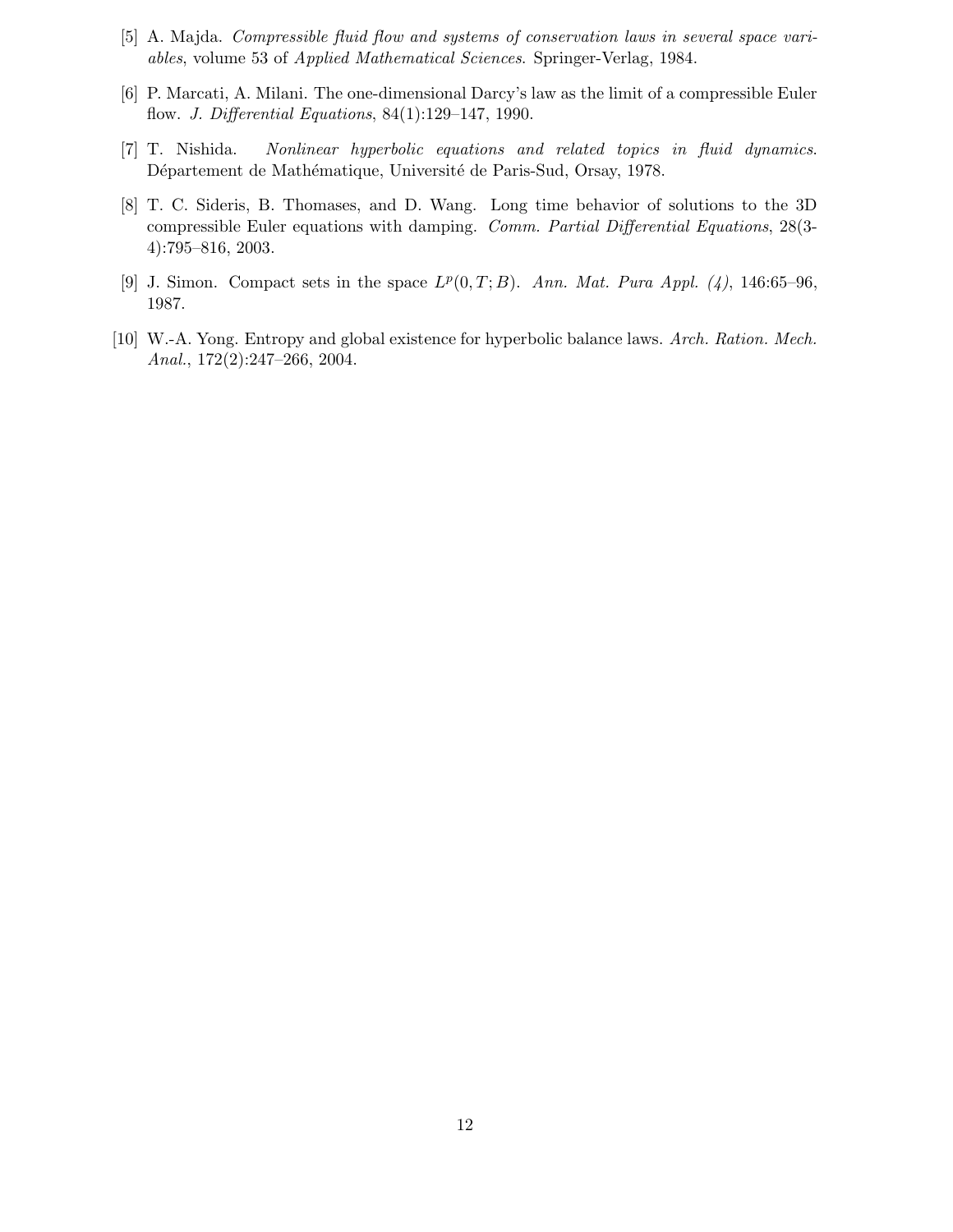[5] A. Majda. *Compressible fluid flow and systems of conservation laws in several space variables*, volume 53 of *Applied Mathematical Sciences*. Springer-Verlag, 1984.

[6] P. Marcati, A. Milani. The one-dimensional Darcy's law as the limit of a compressible Euler flow. *J. Differential Equations*, 84(1):129–147, 1990.

[7] T. Nishida. *Nonlinear hyperbolic equations and related topics in fluid dynamics.* Département de Mathématique, Université de Paris-Sud, Orsay, 1978.

[8] T. C. Sideris, B. Thomases, and D. Wang. Long time behavior of solutions to the 3D compressible Euler equations with damping. *Comm. Partial Differential Equations*, 28(3-4):795–816, 2003.

[9] J. Simon. Compact sets in the space $L^p(0,T;B)$. *Ann. Mat. Pura Appl. (4)*, 146:65–96, 1987.

[10] W.-A. Yong. Entropy and global existence for hyperbolic balance laws. *Arch. Ration. Mech. Anal.*, 172(2):247–266, 2004.